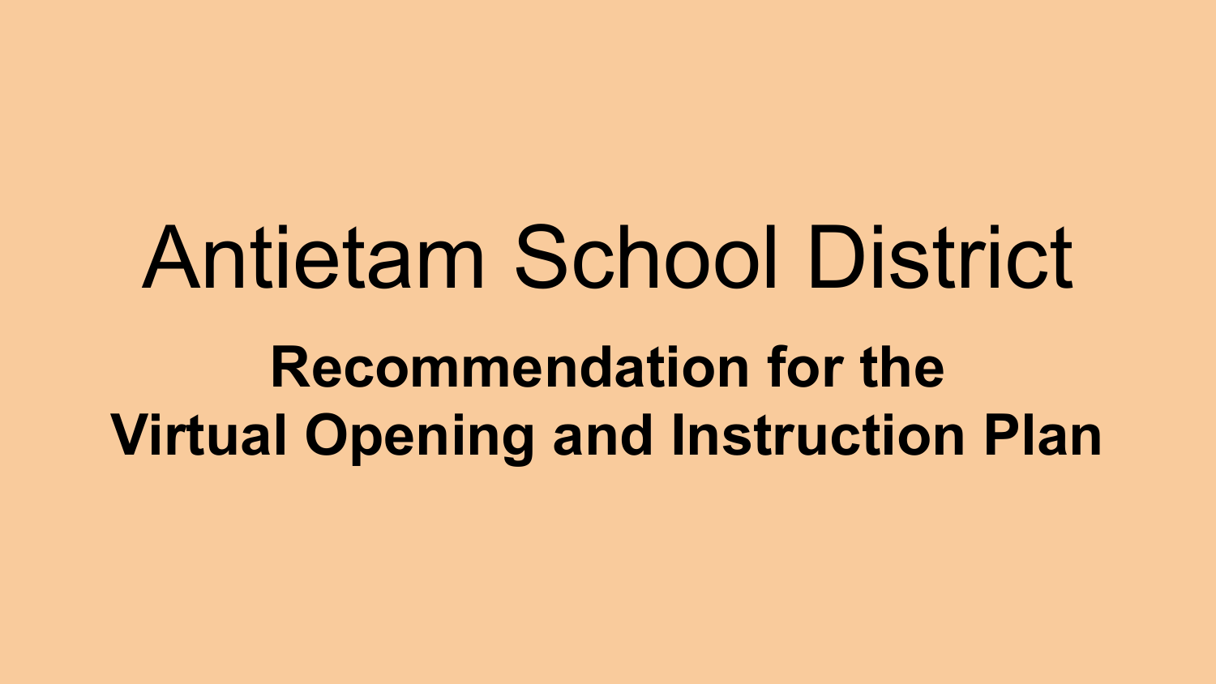# Antietam School District

## Recommendation for the Virtual Opening and Instruction Plan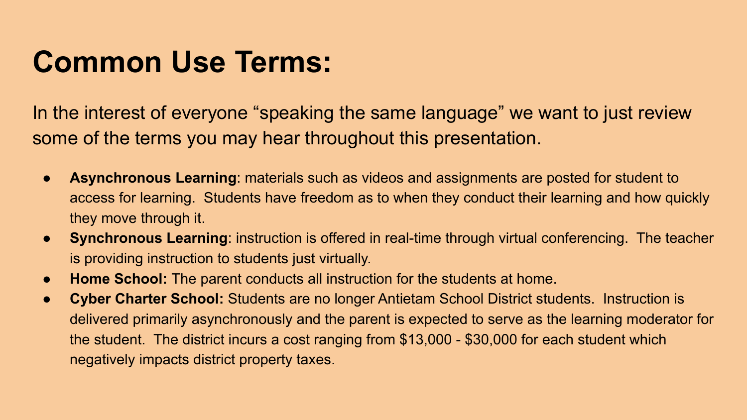# Common Use Terms:

In the interest of everyone "speaking the same language" we want to just review some of the terms you may hear throughout this presentation.

- **Asynchronous Learning**: materials such as videos and assignments are posted for student to access for learning. Students have freedom as to when they conduct their learning and how quickly they move through it.
- **Synchronous Learning**: instruction is offered in real-time through virtual conferencing. The teacher is providing instruction to students just virtually.
- **Home School:** The parent conducts all instruction for the students at home.
- **Cyber Charter School:** Students are no longer Antietam School District students. Instruction is delivered primarily asynchronously and the parent is expected to serve as the learning moderator for the student. The district incurs a cost ranging from $13,000 - $30,000 for each student which negatively impacts district property taxes.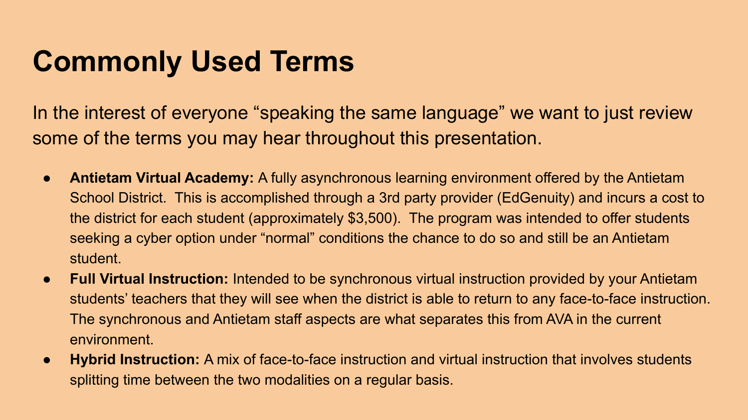# Commonly Used Terms

In the interest of everyone “speaking the same language” we want to just review some of the terms you may hear throughout this presentation.

- **Antietam Virtual Academy:** A fully asynchronous learning environment offered by the Antietam School District. This is accomplished through a 3rd party provider (EdGenuity) and incurs a cost to the district for each student (approximately $3,500). The program was intended to offer students seeking a cyber option under “normal” conditions the chance to do so and still be an Antietam student.
- **Full Virtual Instruction:** Intended to be synchronous virtual instruction provided by your Antietam students’ teachers that they will see when the district is able to return to any face-to-face instruction. The synchronous and Antietam staff aspects are what separates this from AVA in the current environment.
- **Hybrid Instruction:** A mix of face-to-face instruction and virtual instruction that involves students splitting time between the two modalities on a regular basis.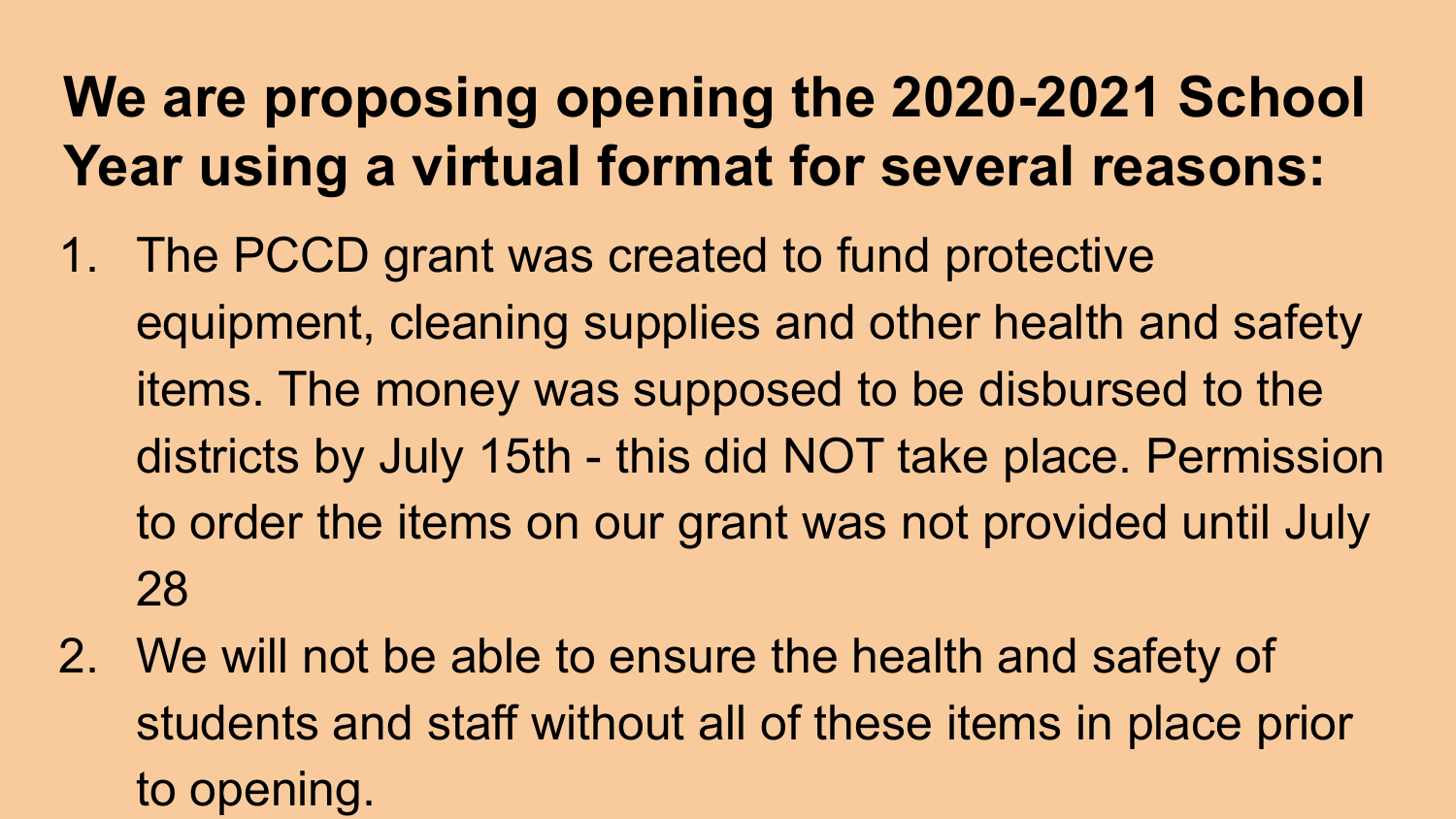## We are proposing opening the 2020-2021 School Year using a virtual format for several reasons:

1. The PCCD grant was created to fund protective equipment, cleaning supplies and other health and safety items. The money was supposed to be disbursed to the districts by July 15th - this did NOT take place. Permission to order the items on our grant was not provided until July 28
2. We will not be able to ensure the health and safety of students and staff without all of these items in place prior to opening.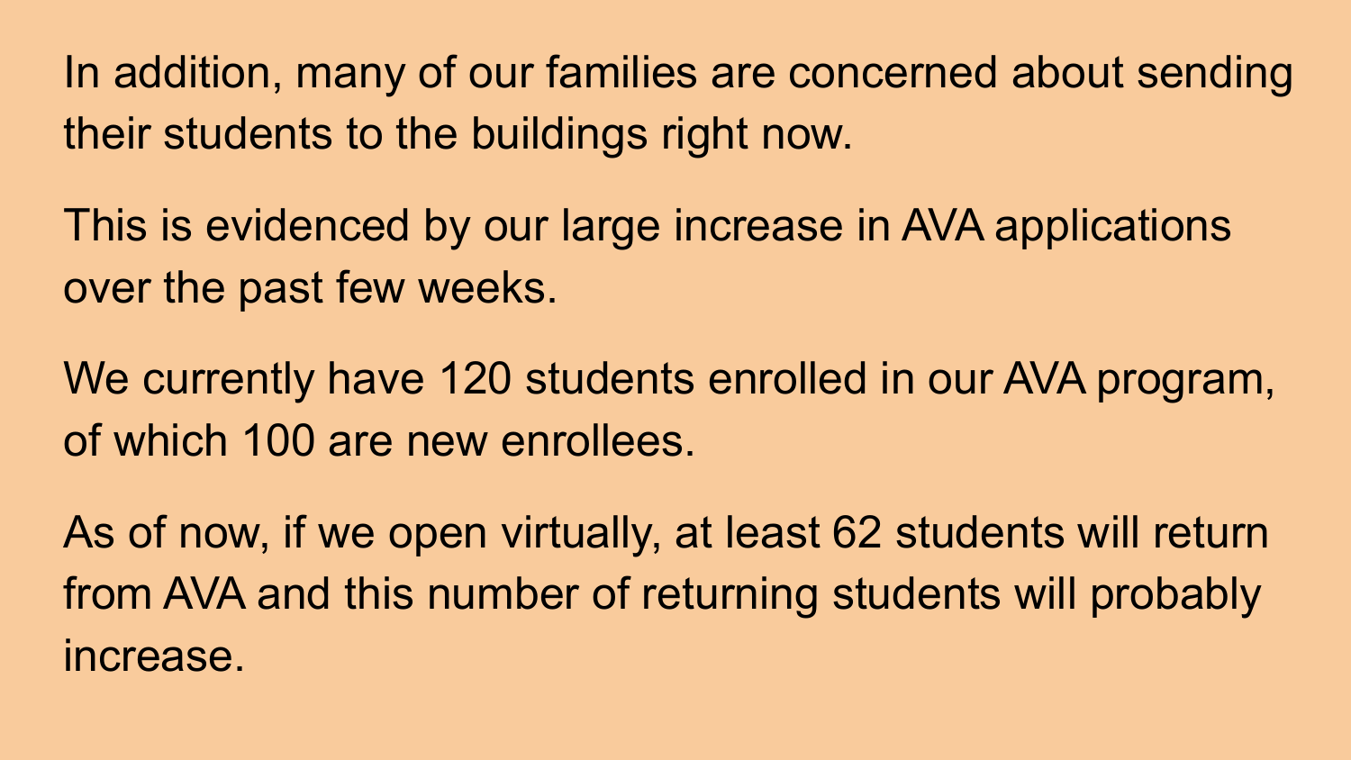In addition, many of our families are concerned about sending their students to the buildings right now.

This is evidenced by our large increase in AVA applications over the past few weeks.

We currently have 120 students enrolled in our AVA program, of which 100 are new enrollees.

As of now, if we open virtually, at least 62 students will return from AVA and this number of returning students will probably increase.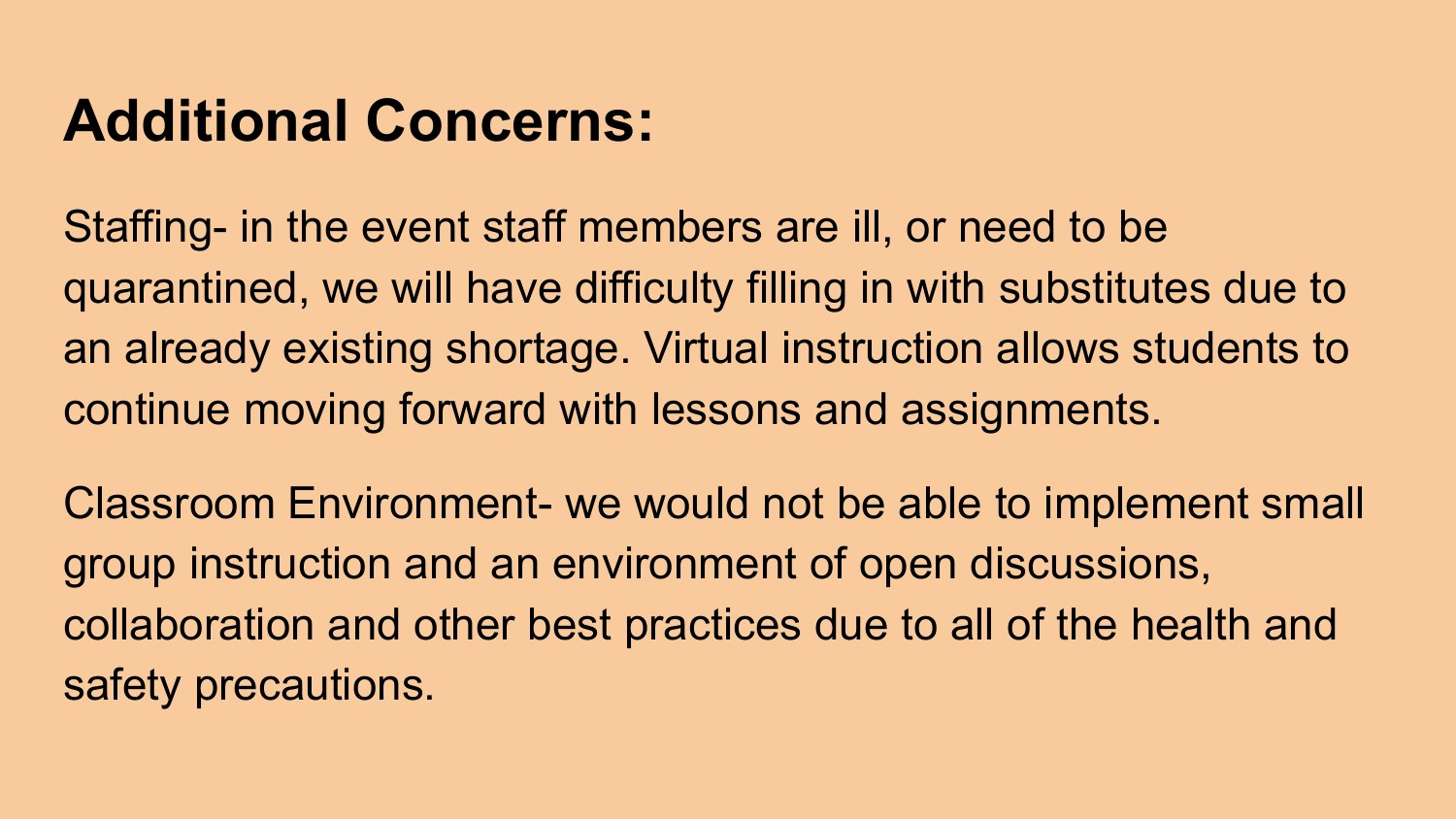# Additional Concerns:

Staffing- in the event staff members are ill, or need to be quarantined, we will have difficulty filling in with substitutes due to an already existing shortage. Virtual instruction allows students to continue moving forward with lessons and assignments.

Classroom Environment- we would not be able to implement small group instruction and an environment of open discussions, collaboration and other best practices due to all of the health and safety precautions.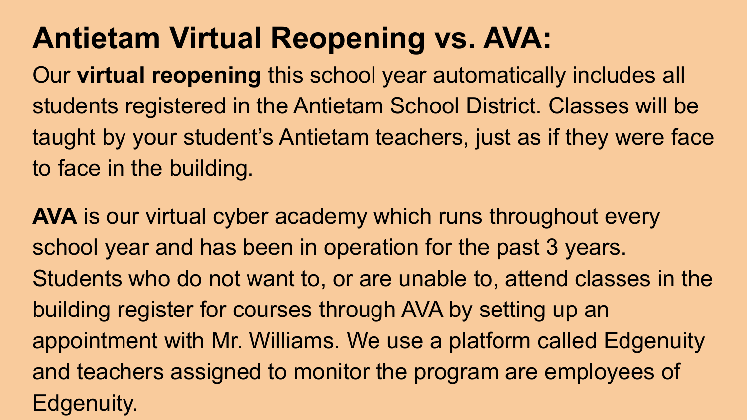# Antietam Virtual Reopening vs. AVA:

Our **virtual reopening** this school year automatically includes all students registered in the Antietam School District. Classes will be taught by your student's Antietam teachers, just as if they were face to face in the building.

**AVA** is our virtual cyber academy which runs throughout every school year and has been in operation for the past 3 years. Students who do not want to, or are unable to, attend classes in the building register for courses through AVA by setting up an appointment with Mr. Williams. We use a platform called Edgenuity and teachers assigned to monitor the program are employees of Edgenuity.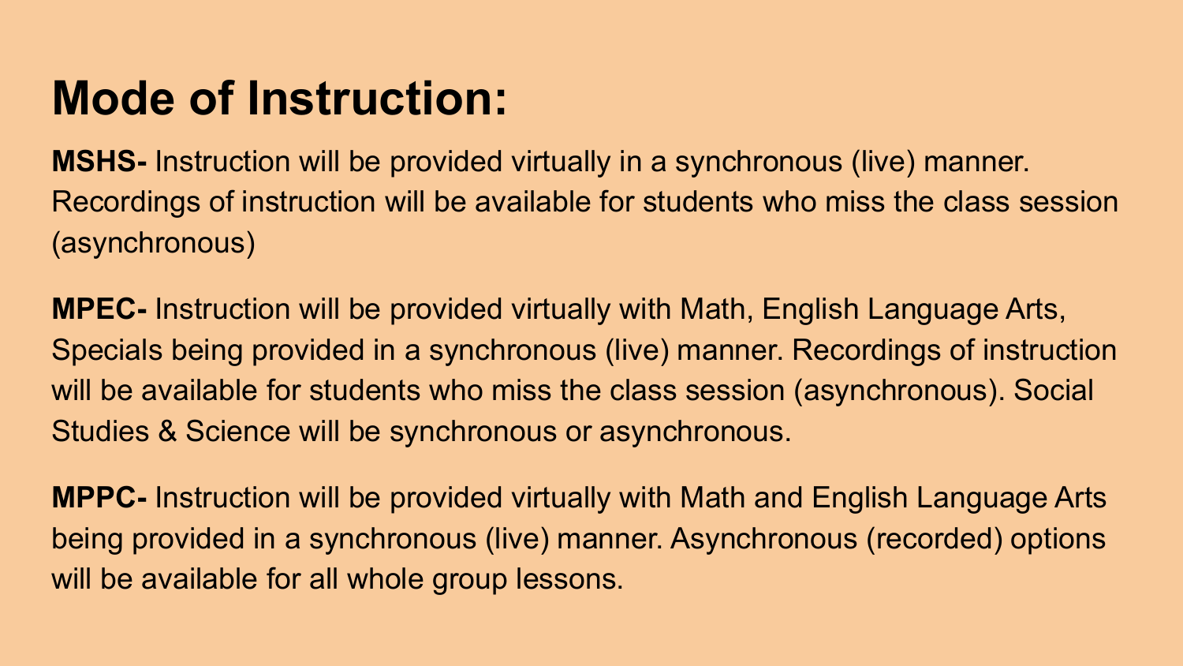# Mode of Instruction:

**MSHS-** Instruction will be provided virtually in a synchronous (live) manner. Recordings of instruction will be available for students who miss the class session (asynchronous)

**MPEC-** Instruction will be provided virtually with Math, English Language Arts, Specials being provided in a synchronous (live) manner. Recordings of instruction will be available for students who miss the class session (asynchronous). Social Studies & Science will be synchronous or asynchronous.

**MPPC-** Instruction will be provided virtually with Math and English Language Arts being provided in a synchronous (live) manner. Asynchronous (recorded) options will be available for all whole group lessons.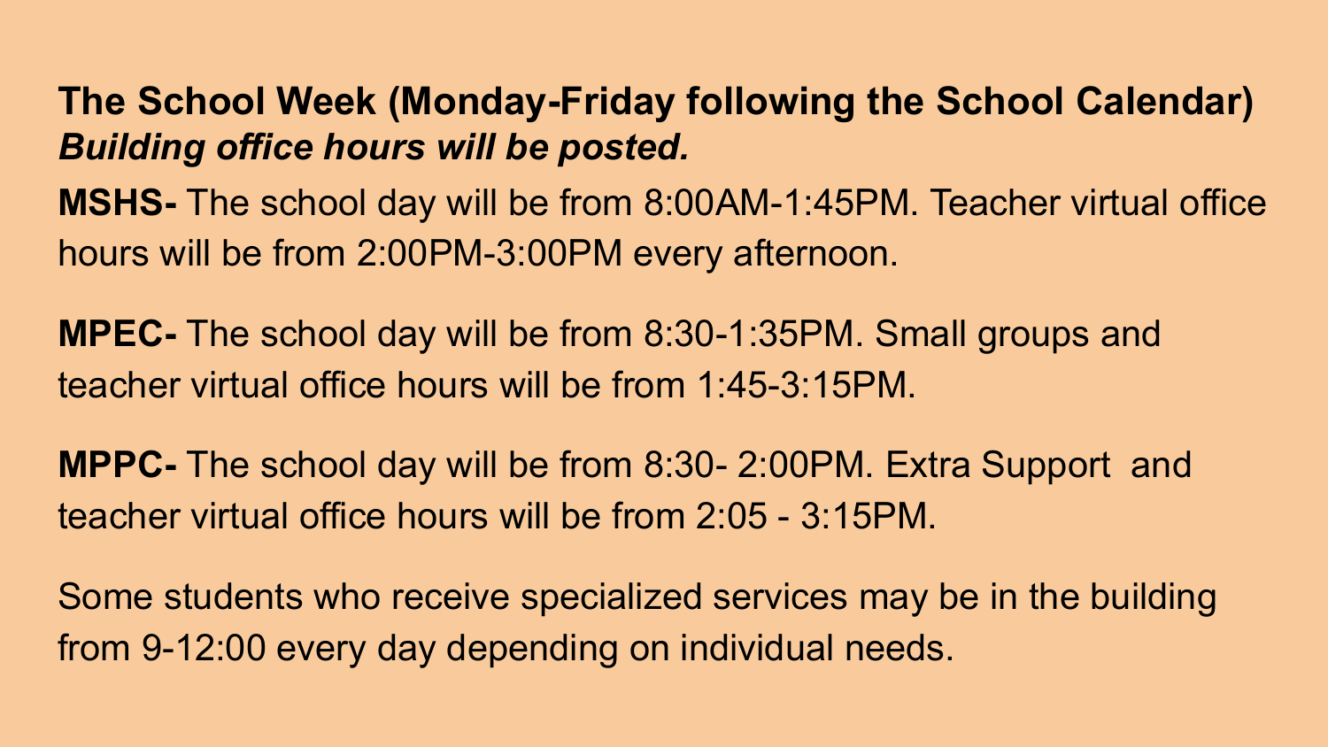## The School Week (Monday-Friday following the School Calendar)

***Building office hours will be posted.***

**MSHS-** The school day will be from 8:00AM-1:45PM. Teacher virtual office hours will be from 2:00PM-3:00PM every afternoon.

**MPEC-** The school day will be from 8:30-1:35PM. Small groups and teacher virtual office hours will be from 1:45-3:15PM.

**MPPC-** The school day will be from 8:30- 2:00PM. Extra Support and teacher virtual office hours will be from 2:05 - 3:15PM.

Some students who receive specialized services may be in the building from 9-12:00 every day depending on individual needs.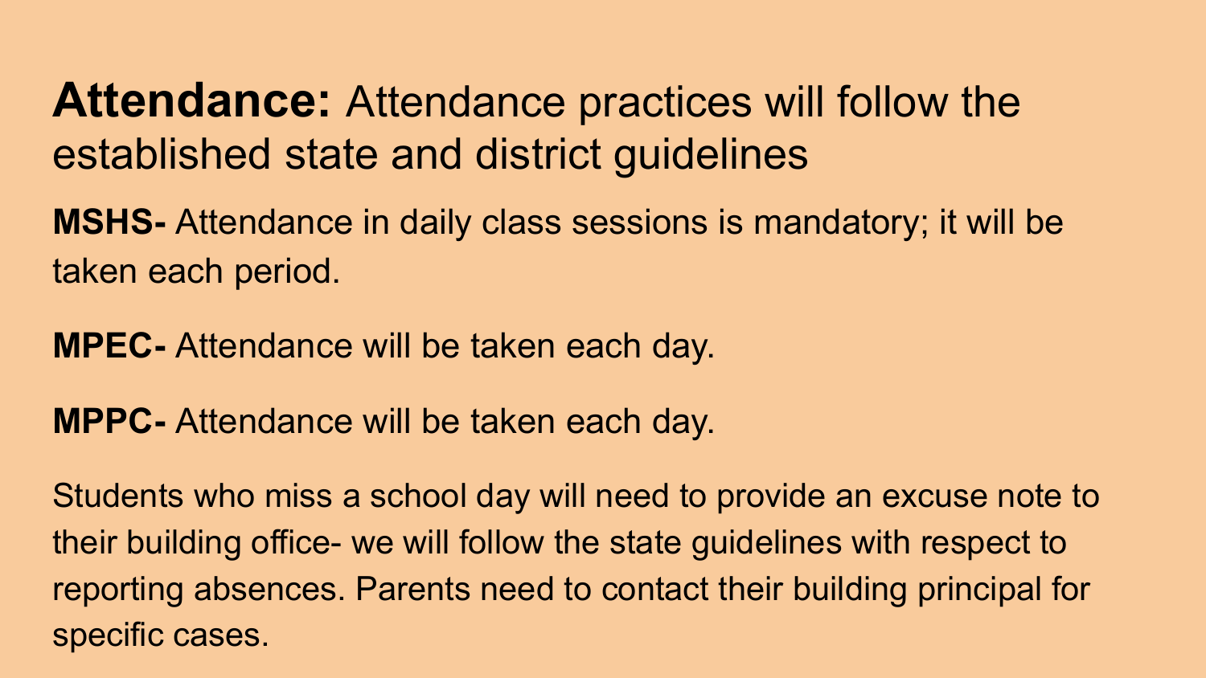**Attendance:** Attendance practices will follow the established state and district guidelines

**MSHS-** Attendance in daily class sessions is mandatory; it will be taken each period.

**MPEC-** Attendance will be taken each day.

**MPPC-** Attendance will be taken each day.

Students who miss a school day will need to provide an excuse note to their building office- we will follow the state guidelines with respect to reporting absences. Parents need to contact their building principal for specific cases.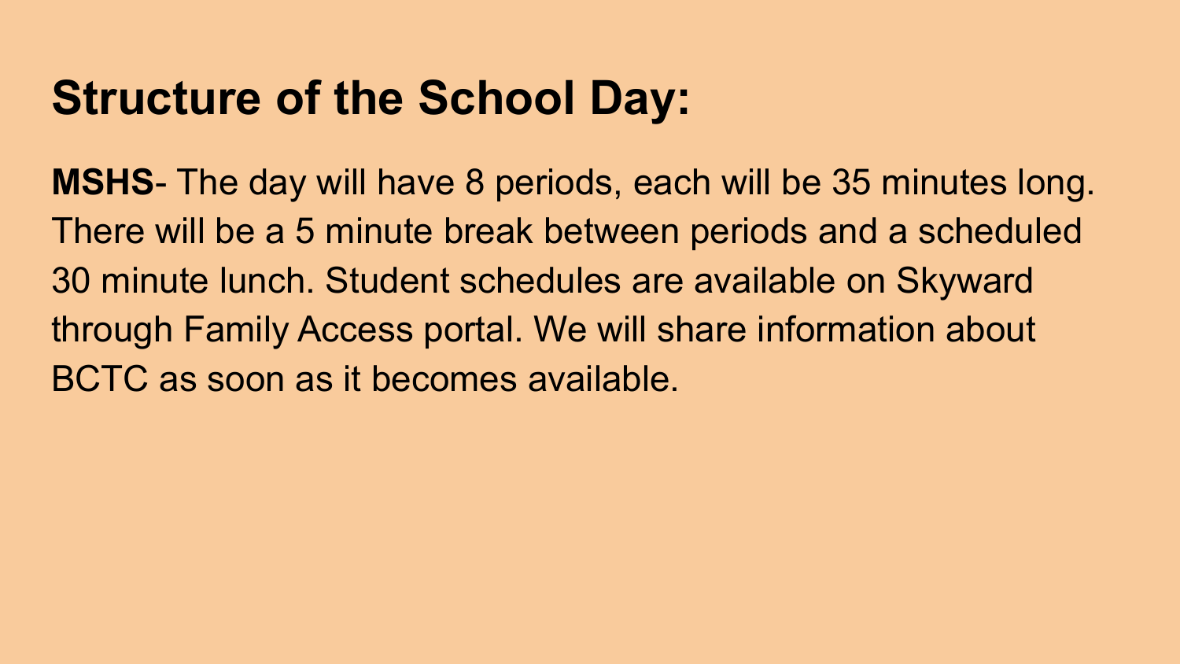# Structure of the School Day:

**MSHS**- The day will have 8 periods, each will be 35 minutes long. There will be a 5 minute break between periods and a scheduled 30 minute lunch. Student schedules are available on Skyward through Family Access portal. We will share information about BCTC as soon as it becomes available.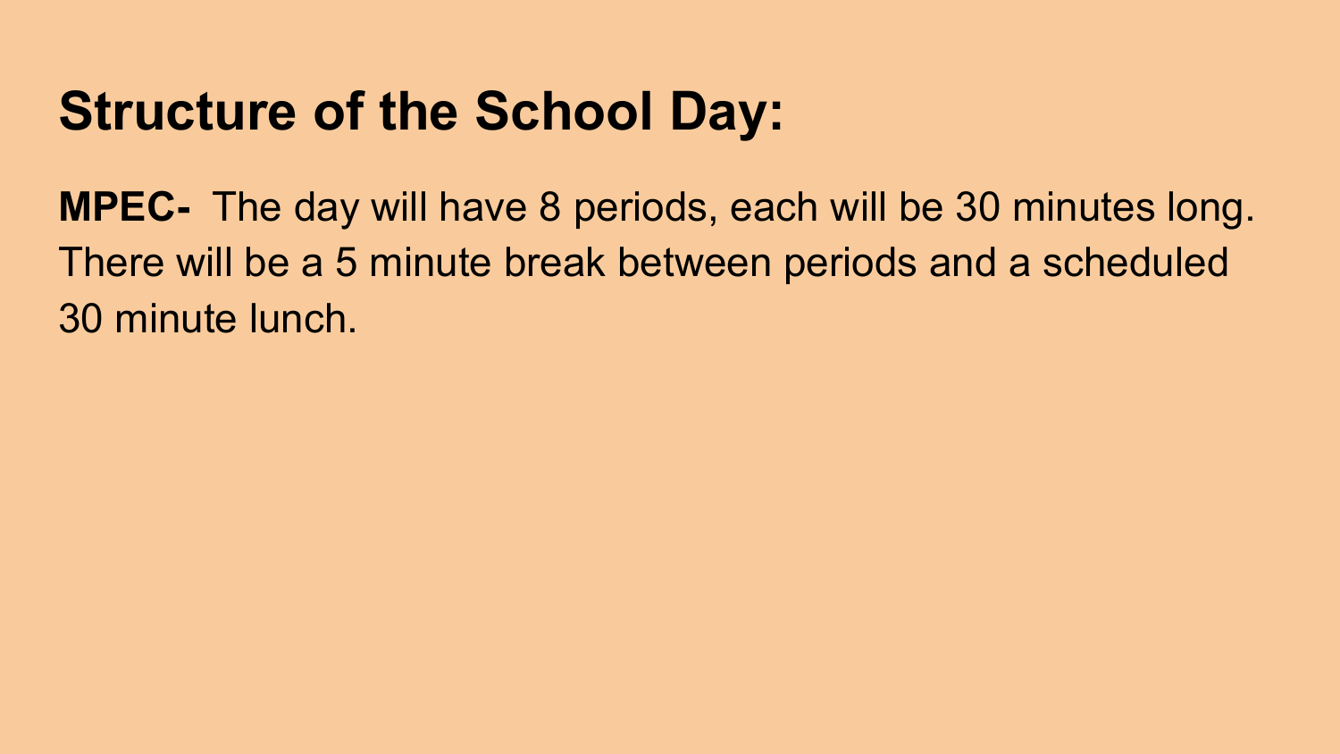# Structure of the School Day:

**MPEC-** The day will have 8 periods, each will be 30 minutes long. There will be a 5 minute break between periods and a scheduled 30 minute lunch.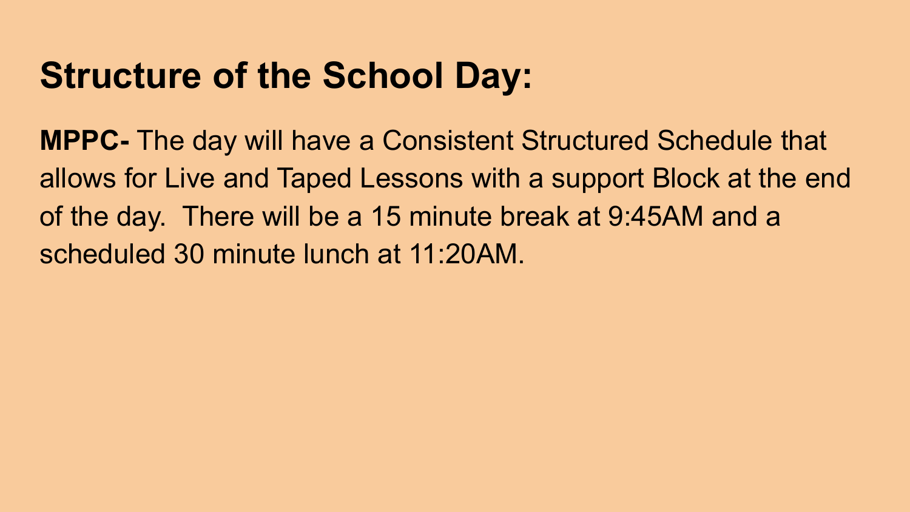# Structure of the School Day:

**MPPC-** The day will have a Consistent Structured Schedule that allows for Live and Taped Lessons with a support Block at the end of the day. There will be a 15 minute break at 9:45AM and a scheduled 30 minute lunch at 11:20AM.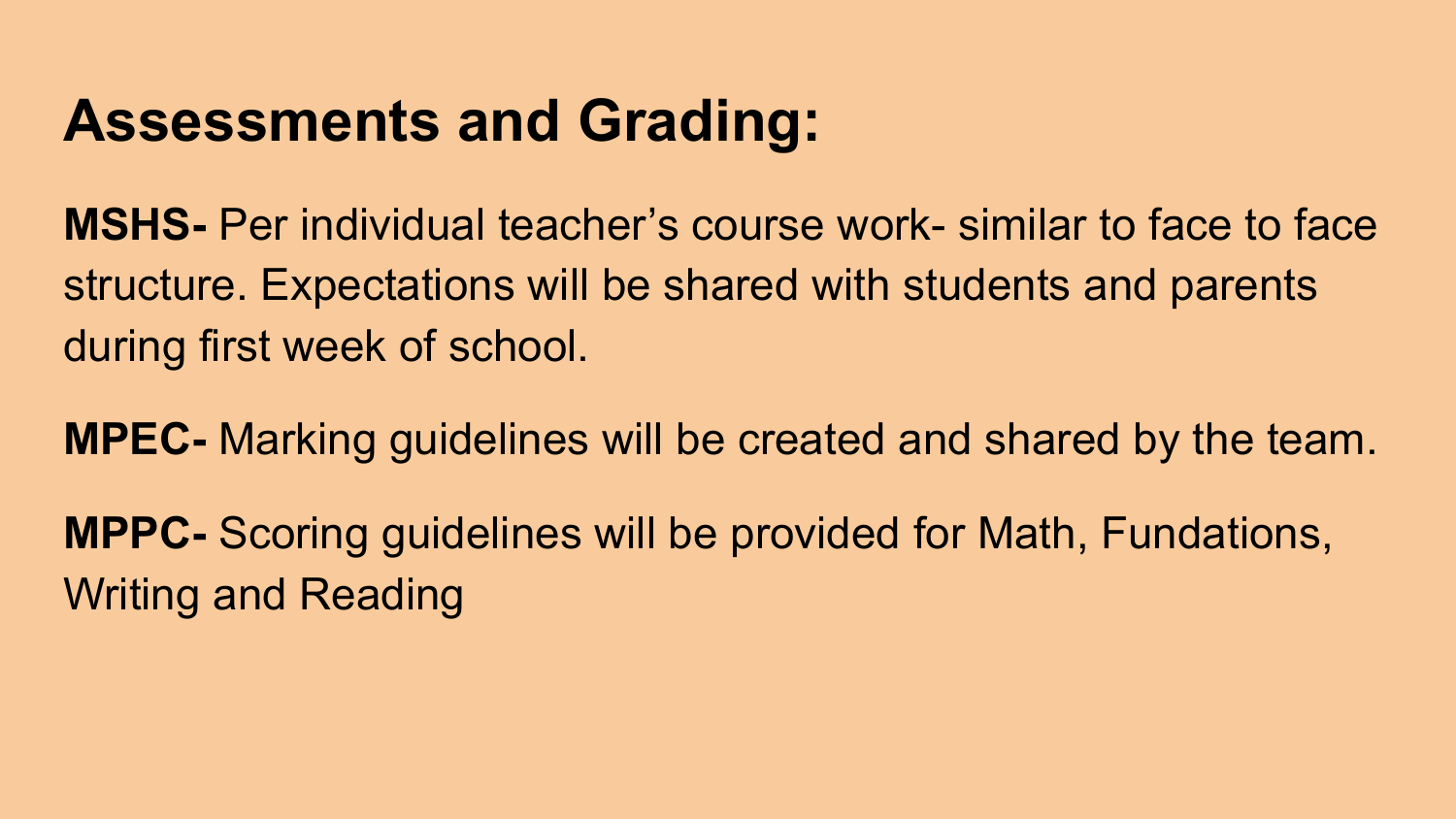# Assessments and Grading:

**MSHS-** Per individual teacher's course work- similar to face to face structure. Expectations will be shared with students and parents during first week of school.

**MPEC-** Marking guidelines will be created and shared by the team.

**MPPC-** Scoring guidelines will be provided for Math, Fundations, Writing and Reading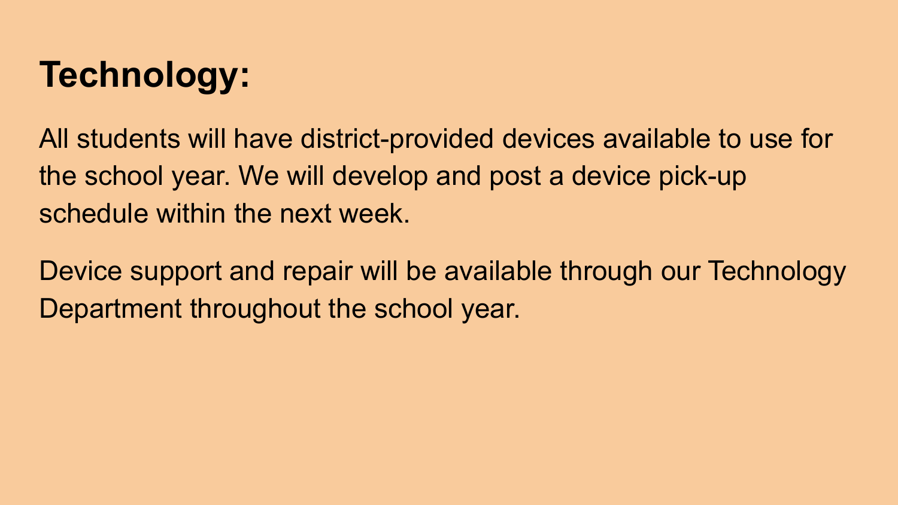# Technology:

All students will have district-provided devices available to use for the school year. We will develop and post a device pick-up schedule within the next week.

Device support and repair will be available through our Technology Department throughout the school year.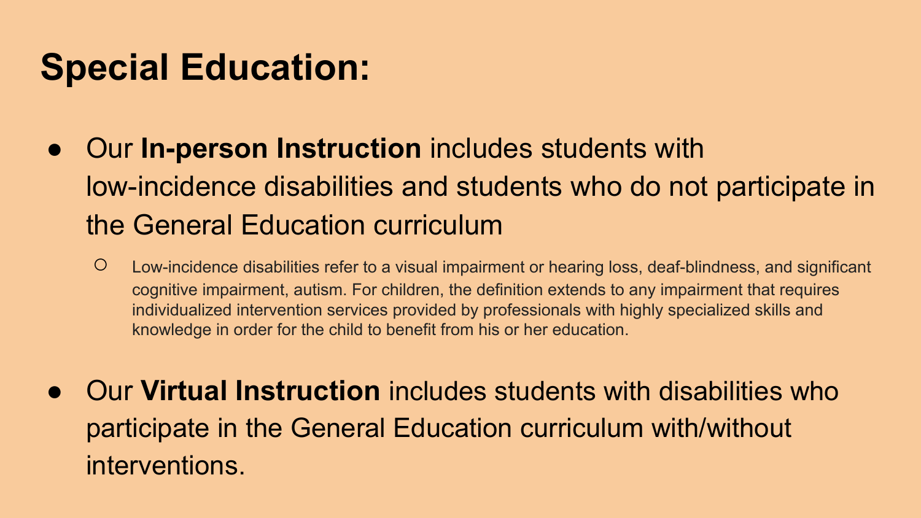# Special Education:

- Our **In-person Instruction** includes students with low-incidence disabilities and students who do not participate in the General Education curriculum
    - Low-incidence disabilities refer to a visual impairment or hearing loss, deaf-blindness, and significant cognitive impairment, autism. For children, the definition extends to any impairment that requires individualized intervention services provided by professionals with highly specialized skills and knowledge in order for the child to benefit from his or her education.

- Our **Virtual Instruction** includes students with disabilities who participate in the General Education curriculum with/without interventions.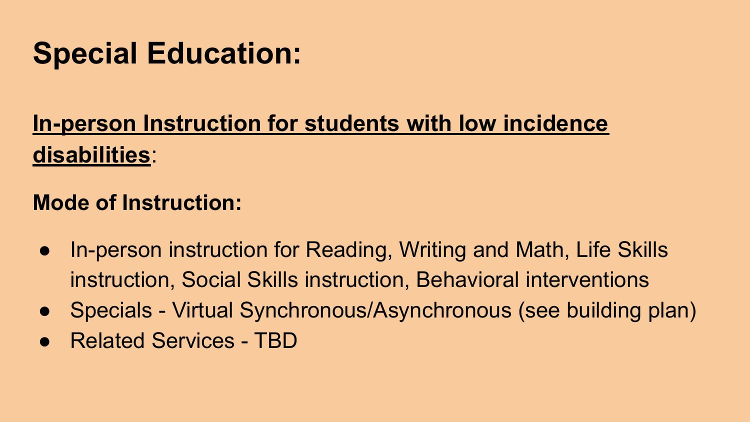# Special Education:

## <u>In-person Instruction for students with low incidence disabilities</u>:

**Mode of Instruction:**

- In-person instruction for Reading, Writing and Math, Life Skills instruction, Social Skills instruction, Behavioral interventions
- Specials - Virtual Synchronous/Asynchronous (see building plan)
- Related Services - TBD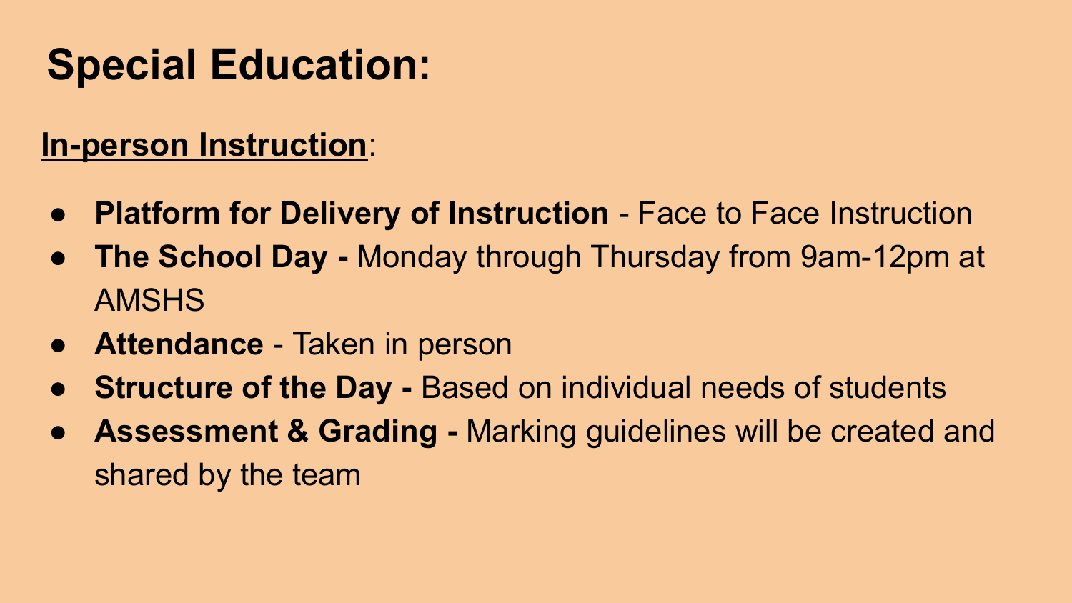# Special Education:

**In-person Instruction**:

- **Platform for Delivery of Instruction** - Face to Face Instruction
- **The School Day -** Monday through Thursday from 9am-12pm at AMSHS
- **Attendance** - Taken in person
- **Structure of the Day -** Based on individual needs of students
- **Assessment & Grading -** Marking guidelines will be created and shared by the team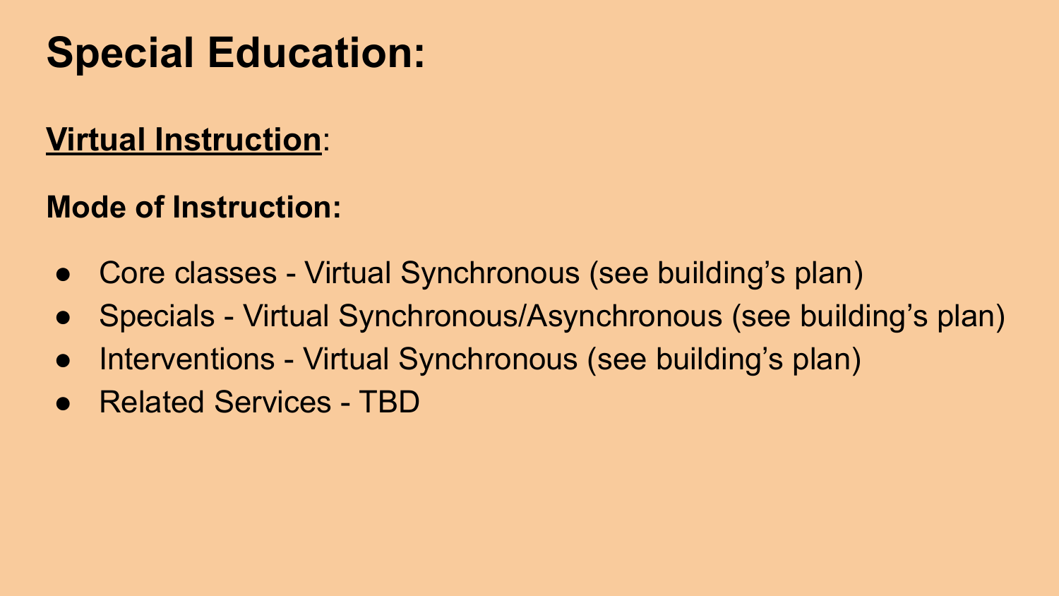# Special Education:

## <u>Virtual Instruction</u>:

**Mode of Instruction:**

- Core classes - Virtual Synchronous (see building's plan)
- Specials - Virtual Synchronous/Asynchronous (see building's plan)
- Interventions - Virtual Synchronous (see building's plan)
- Related Services - TBD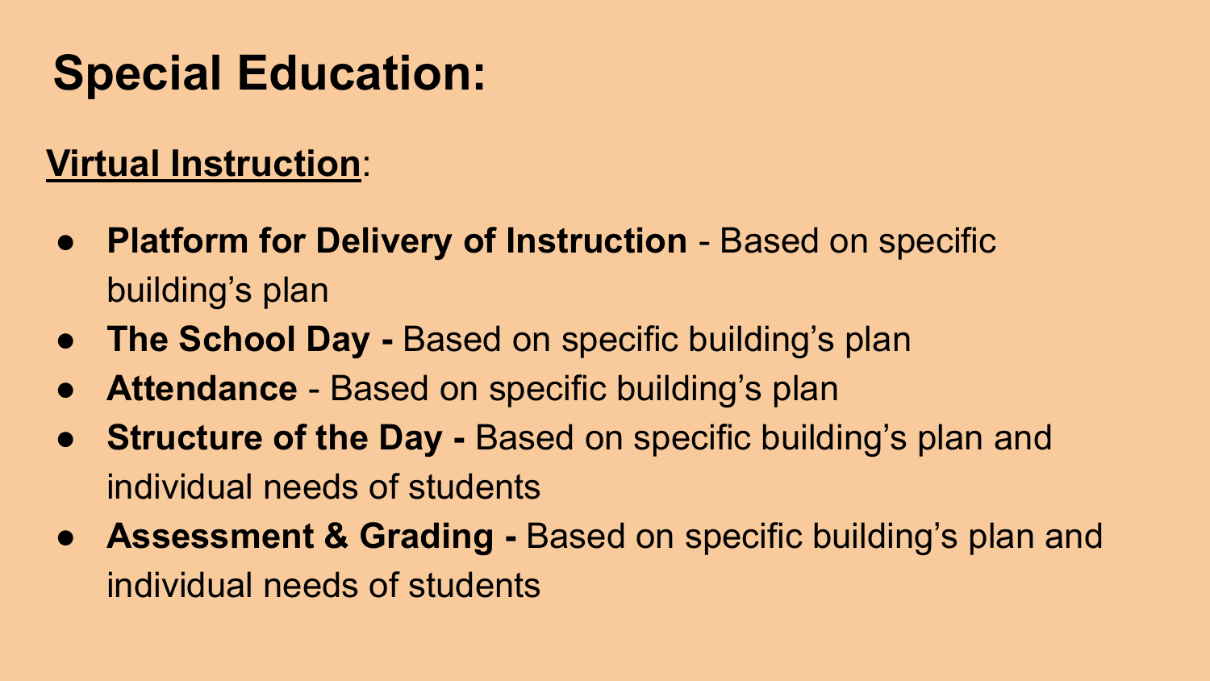# Special Education:

**Virtual Instruction**:

- **Platform for Delivery of Instruction** - Based on specific building's plan
- **The School Day -** Based on specific building's plan
- **Attendance** - Based on specific building's plan
- **Structure of the Day -** Based on specific building's plan and individual needs of students
- **Assessment & Grading -** Based on specific building's plan and individual needs of students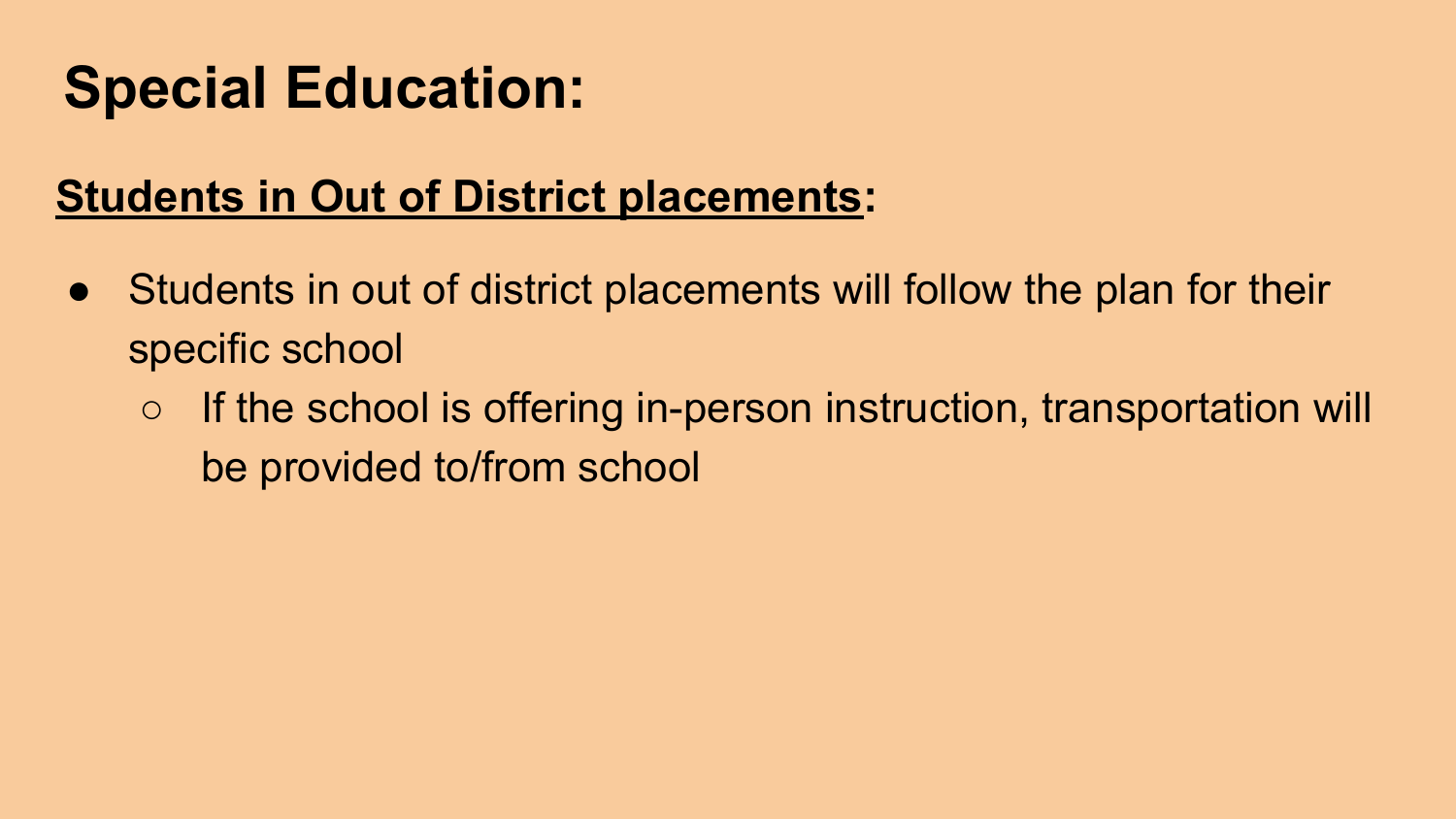# Special Education:

**Students in Out of District placements:**

- Students in out of district placements will follow the plan for their specific school
  - If the school is offering in-person instruction, transportation will be provided to/from school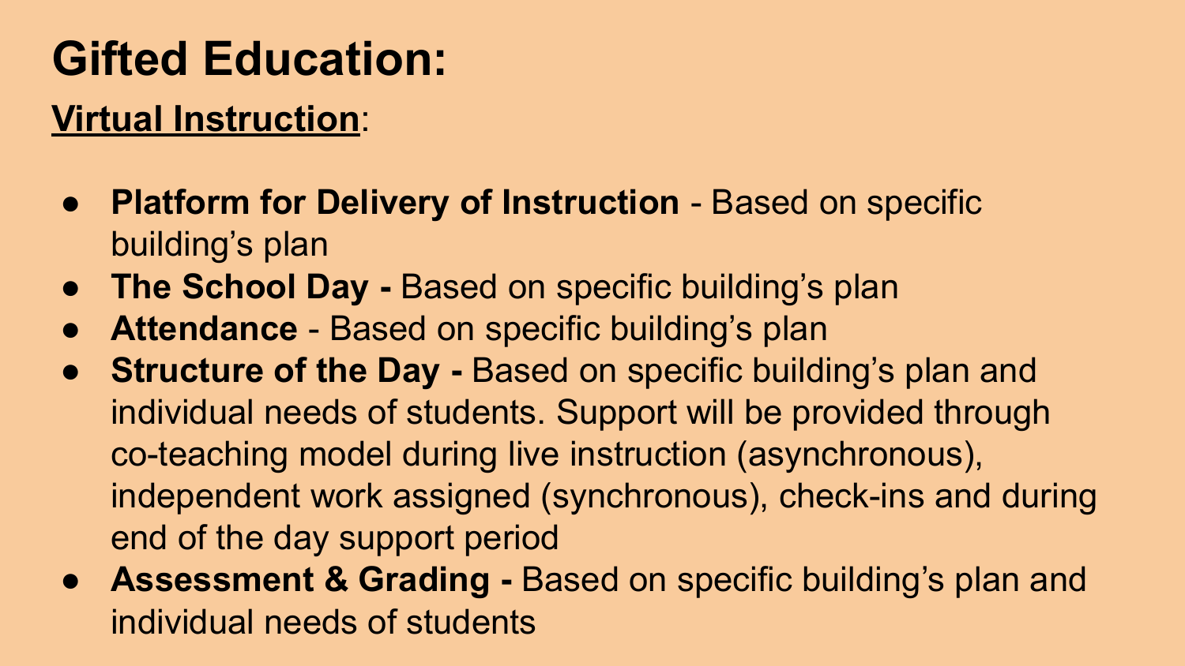# Gifted Education:

**<u>Virtual Instruction</u>**:

- **Platform for Delivery of Instruction** - Based on specific building's plan
- **The School Day -** Based on specific building's plan
- **Attendance** - Based on specific building's plan
- **Structure of the Day -** Based on specific building's plan and individual needs of students. Support will be provided through co-teaching model during live instruction (asynchronous), independent work assigned (synchronous), check-ins and during end of the day support period
- **Assessment & Grading -** Based on specific building's plan and individual needs of students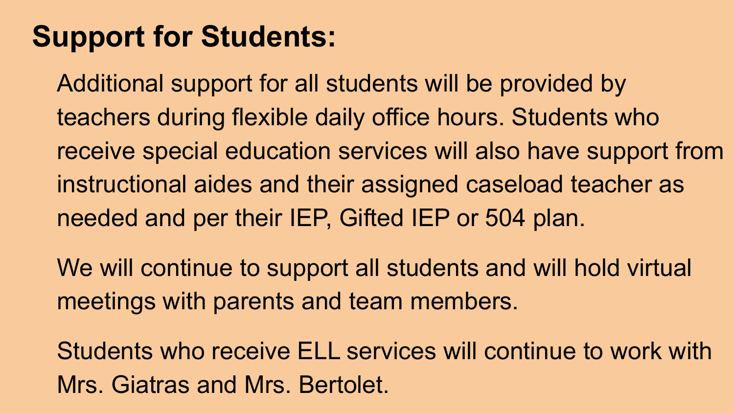## Support for Students:

Additional support for all students will be provided by teachers during flexible daily office hours. Students who receive special education services will also have support from instructional aides and their assigned caseload teacher as needed and per their IEP, Gifted IEP or 504 plan.

We will continue to support all students and will hold virtual meetings with parents and team members.

Students who receive ELL services will continue to work with Mrs. Giatras and Mrs. Bertolet.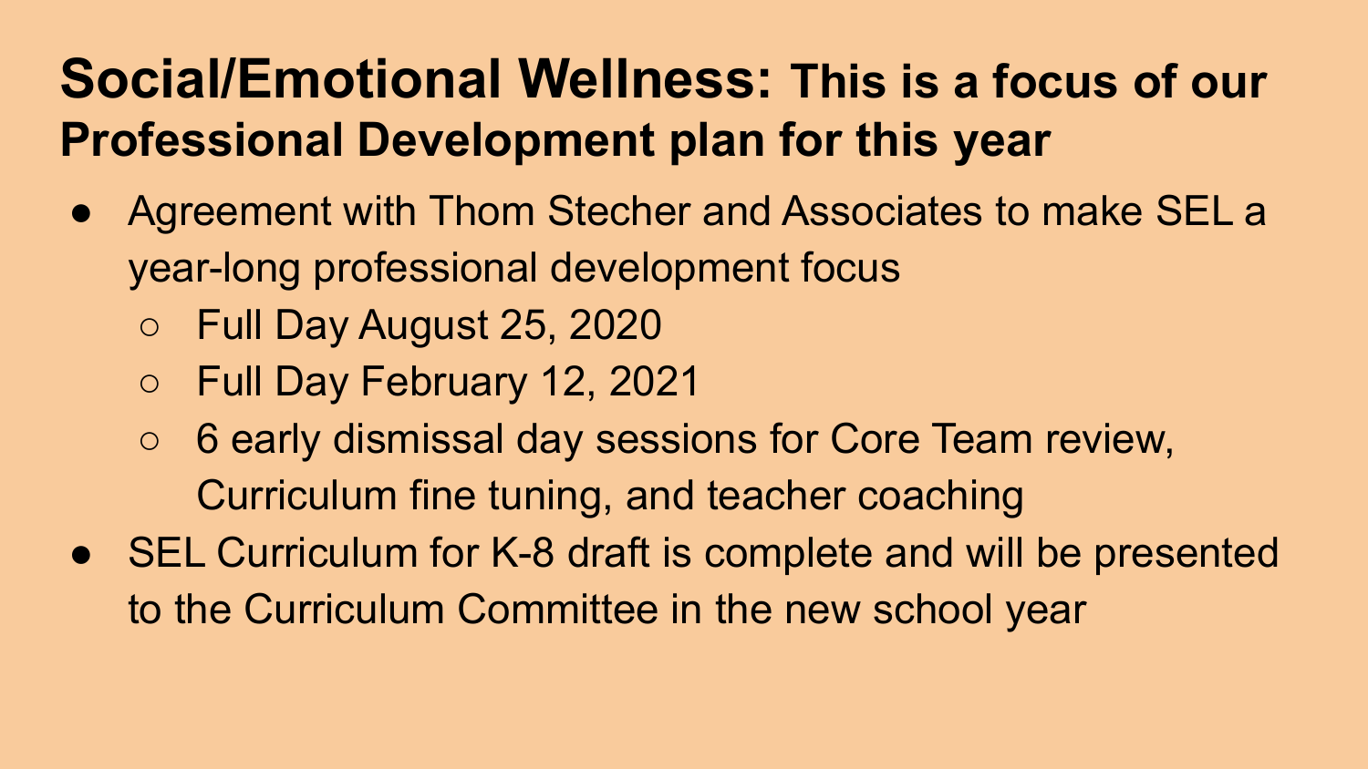# Social/Emotional Wellness: This is a focus of our Professional Development plan for this year

- Agreement with Thom Stecher and Associates to make SEL a year-long professional development focus
  - Full Day August 25, 2020
  - Full Day February 12, 2021
  - 6 early dismissal day sessions for Core Team review, Curriculum fine tuning, and teacher coaching
- SEL Curriculum for K-8 draft is complete and will be presented to the Curriculum Committee in the new school year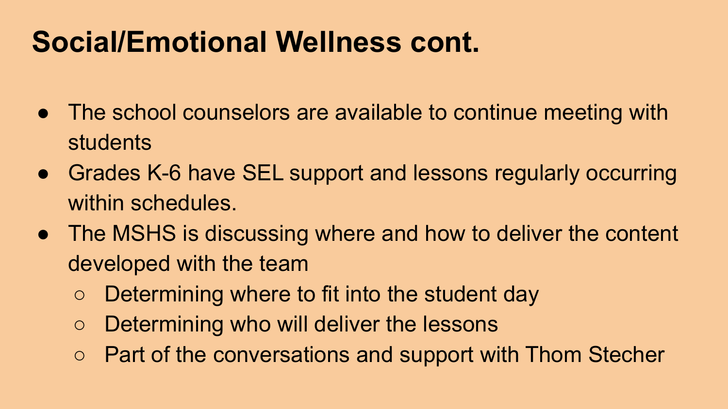# Social/Emotional Wellness cont.

- The school counselors are available to continue meeting with students
- Grades K-6 have SEL support and lessons regularly occurring within schedules.
- The MSHS is discussing where and how to deliver the content developed with the team
  - Determining where to fit into the student day
  - Determining who will deliver the lessons
  - Part of the conversations and support with Thom Stecher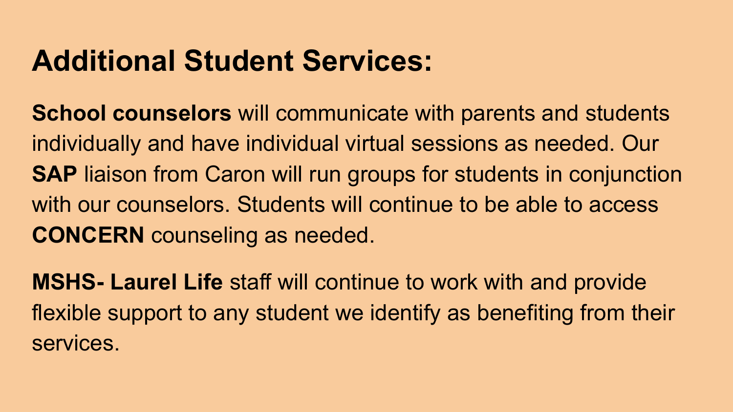# Additional Student Services:

**School counselors** will communicate with parents and students individually and have individual virtual sessions as needed. Our **SAP** liaison from Caron will run groups for students in conjunction with our counselors. Students will continue to be able to access **CONCERN** counseling as needed.

**MSHS- Laurel Life** staff will continue to work with and provide flexible support to any student we identify as benefiting from their services.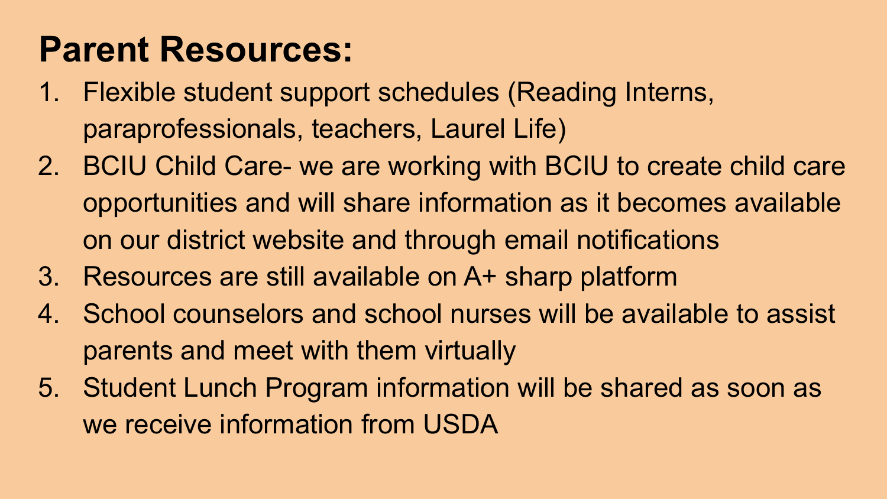# Parent Resources:

1. Flexible student support schedules (Reading Interns, paraprofessionals, teachers, Laurel Life)
2. BCIU Child Care- we are working with BCIU to create child care opportunities and will share information as it becomes available on our district website and through email notifications
3. Resources are still available on A+ sharp platform
4. School counselors and school nurses will be available to assist parents and meet with them virtually
5. Student Lunch Program information will be shared as soon as we receive information from USDA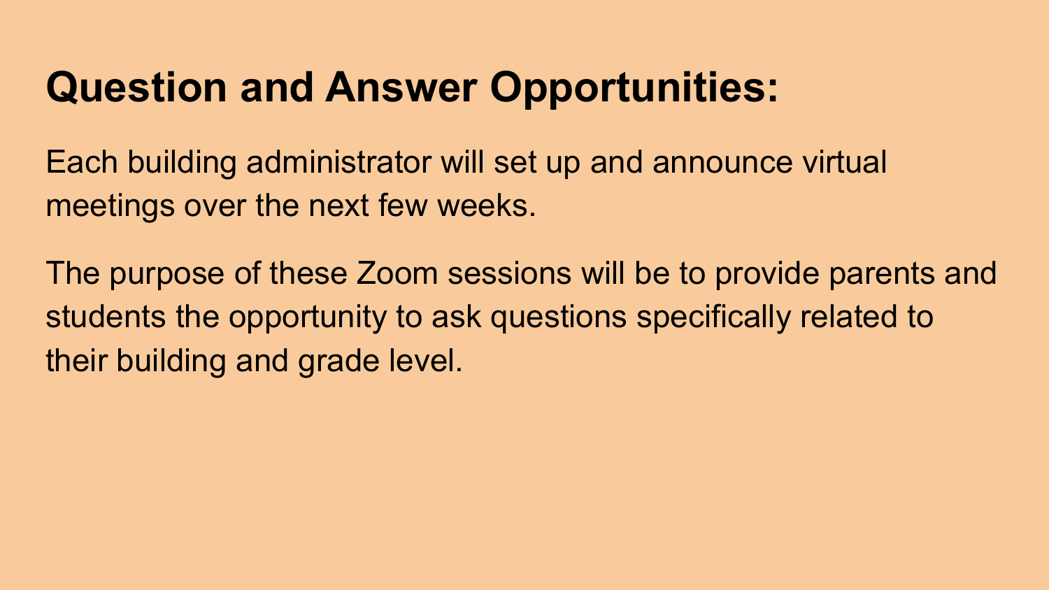# Question and Answer Opportunities:

Each building administrator will set up and announce virtual meetings over the next few weeks.

The purpose of these Zoom sessions will be to provide parents and students the opportunity to ask questions specifically related to their building and grade level.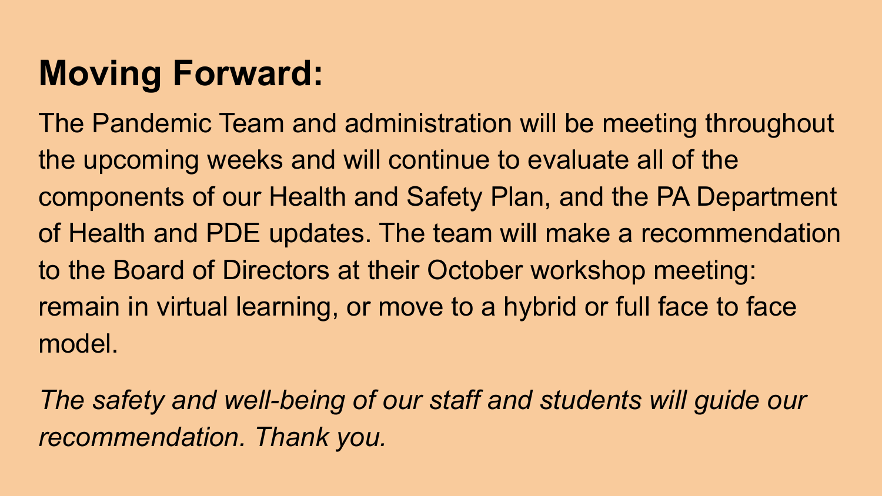# Moving Forward:

The Pandemic Team and administration will be meeting throughout the upcoming weeks and will continue to evaluate all of the components of our Health and Safety Plan, and the PA Department of Health and PDE updates. The team will make a recommendation to the Board of Directors at their October workshop meeting: remain in virtual learning, or move to a hybrid or full face to face model.

*The safety and well-being of our staff and students will guide our recommendation. Thank you.*